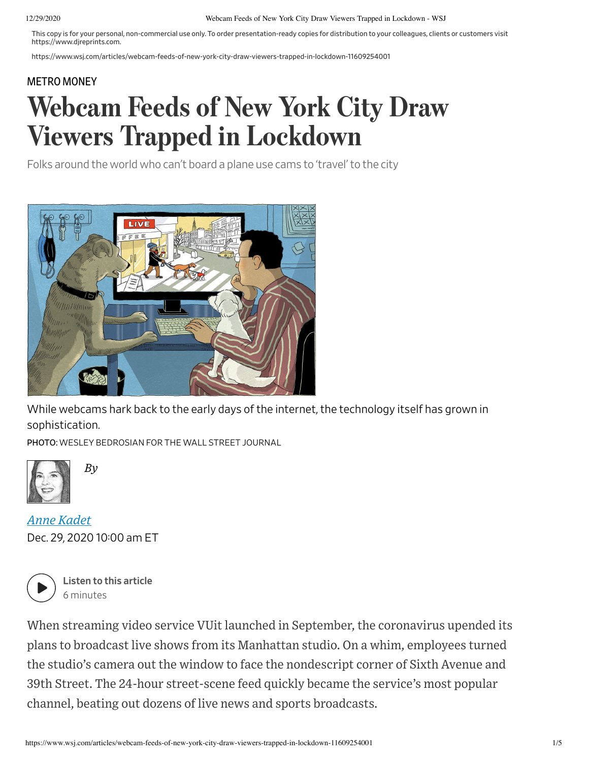This copy is for your personal, non-commercial use only. To order presentation-ready copies for distribution to your colleagues, clients or customers visit https://www.djreprints.com.

https://www.wsj.com/articles/webcam-feeds-of-new-york-city-draw-viewers-trapped-in-lockdown-11609254001

METRO MONEY

# Webcam Feeds of New York City Draw Viewers Trapped in Lockdown

Folks around the world who can't board a plane use cams to 'travel' to the city

While webcams hark back to the early days of the internet, the technology itself has grown in sophistication.

PHOTO: WESLEY BEDROSIAN FOR THE WALL STREET JOURNAL

*By*

*Anne Kadet*

Dec. 29, 2020 10:00 am ET

**Listen to this article**
6 minutes

When streaming video service VUit launched in September, the coronavirus upended its plans to broadcast live shows from its Manhattan studio. On a whim, employees turned the studio's camera out the window to face the nondescript corner of Sixth Avenue and 39th Street. The 24-hour street-scene feed quickly became the service's most popular channel, beating out dozens of live news and sports broadcasts.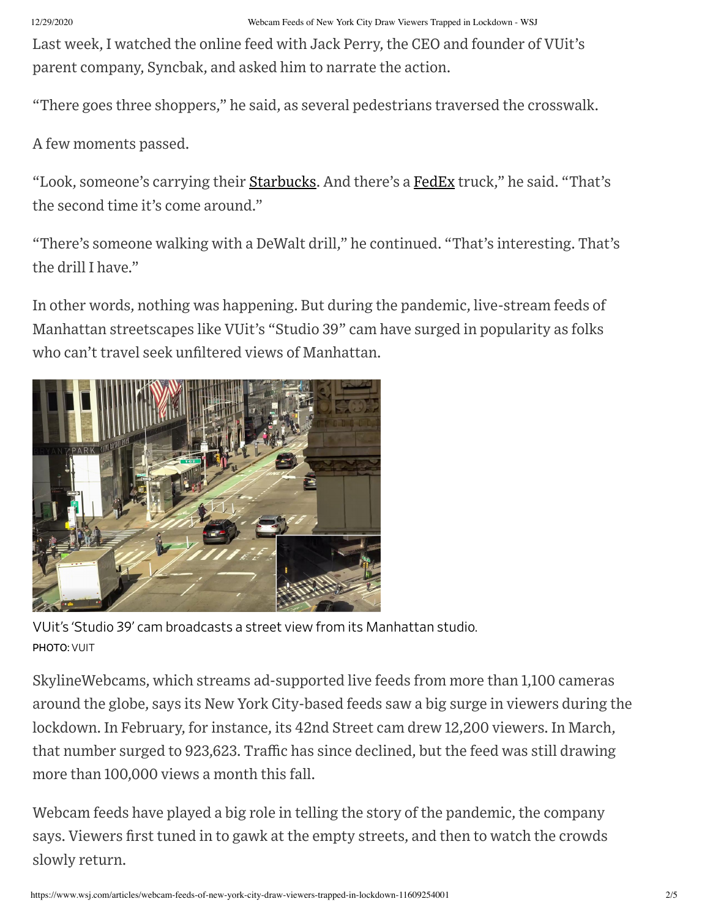Last week, I watched the online feed with Jack Perry, the CEO and founder of VUit's parent company, Syncbak, and asked him to narrate the action.

"There goes three shoppers," he said, as several pedestrians traversed the crosswalk.

A few moments passed.

"Look, someone's carrying their Starbucks. And there's a FedEx truck," he said. "That's the second time it's come around."

"There's someone walking with a DeWalt drill," he continued. "That's interesting. That's the drill I have."

In other words, nothing was happening. But during the pandemic, live-stream feeds of Manhattan streetscapes like VUit's "Studio 39" cam have surged in popularity as folks who can't travel seek unfiltered views of Manhattan.

VUit's 'Studio 39' cam broadcasts a street view from its Manhattan studio.
PHOTO: VUIT

SkylineWebcams, which streams ad-supported live feeds from more than 1,100 cameras around the globe, says its New York City-based feeds saw a big surge in viewers during the lockdown. In February, for instance, its 42nd Street cam drew 12,200 viewers. In March, that number surged to 923,623. Traffic has since declined, but the feed was still drawing more than 100,000 views a month this fall.

Webcam feeds have played a big role in telling the story of the pandemic, the company says. Viewers first tuned in to gawk at the empty streets, and then to watch the crowds slowly return.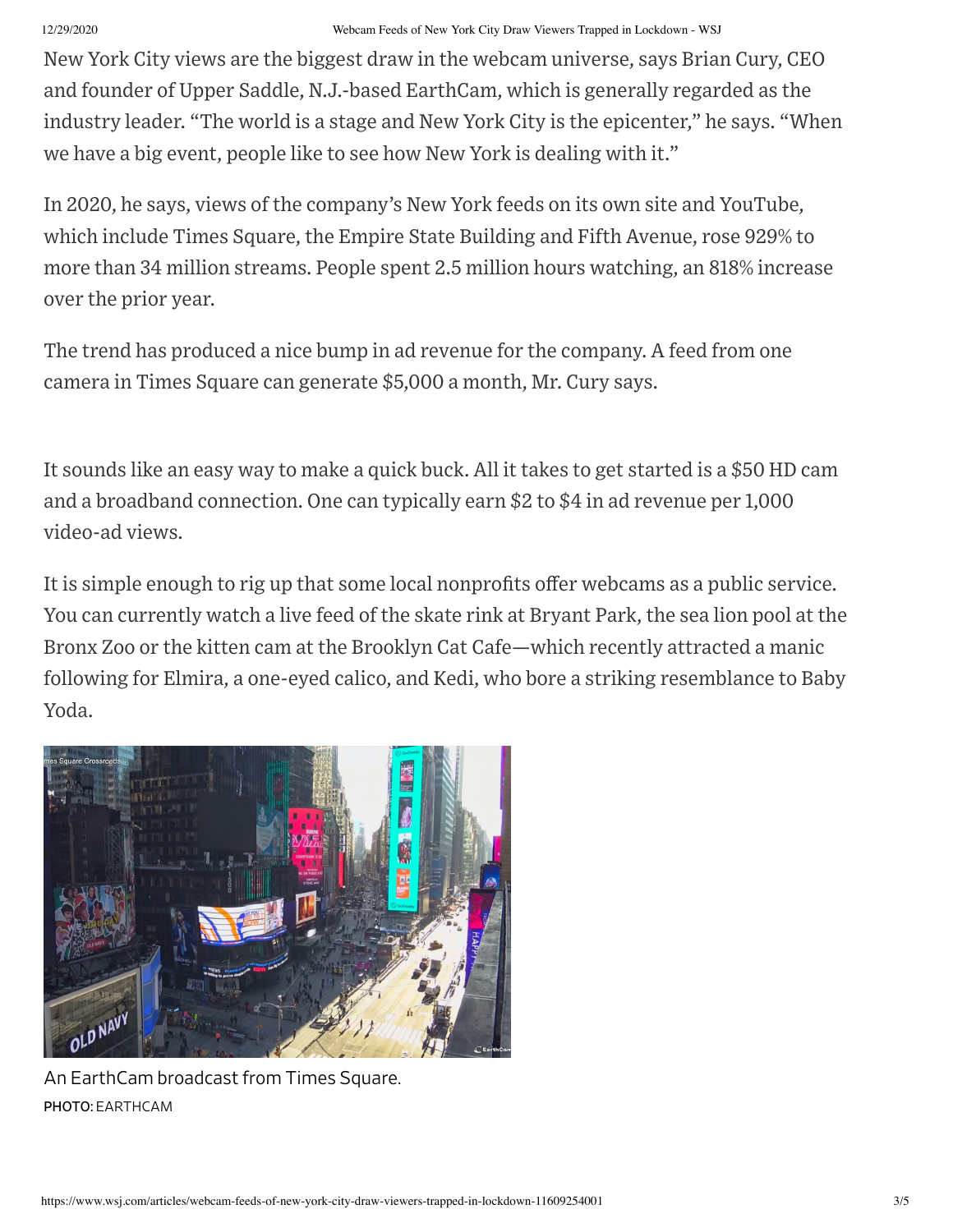New York City views are the biggest draw in the webcam universe, says Brian Cury, CEO and founder of Upper Saddle, N.J.-based EarthCam, which is generally regarded as the industry leader. "The world is a stage and New York City is the epicenter," he says. "When we have a big event, people like to see how New York is dealing with it."

In 2020, he says, views of the company's New York feeds on its own site and YouTube, which include Times Square, the Empire State Building and Fifth Avenue, rose 929% to more than 34 million streams. People spent 2.5 million hours watching, an 818% increase over the prior year.

The trend has produced a nice bump in ad revenue for the company. A feed from one camera in Times Square can generate $5,000 a month, Mr. Cury says.

It sounds like an easy way to make a quick buck. All it takes to get started is a $50 HD cam and a broadband connection. One can typically earn $2 to $4 in ad revenue per 1,000 video-ad views.

It is simple enough to rig up that some local nonprofits offer webcams as a public service. You can currently watch a live feed of the skate rink at Bryant Park, the sea lion pool at the Bronx Zoo or the kitten cam at the Brooklyn Cat Cafe—which recently attracted a manic following for Elmira, a one-eyed calico, and Kedi, who bore a striking resemblance to Baby Yoda.

An EarthCam broadcast from Times Square.
PHOTO: EARTHCAM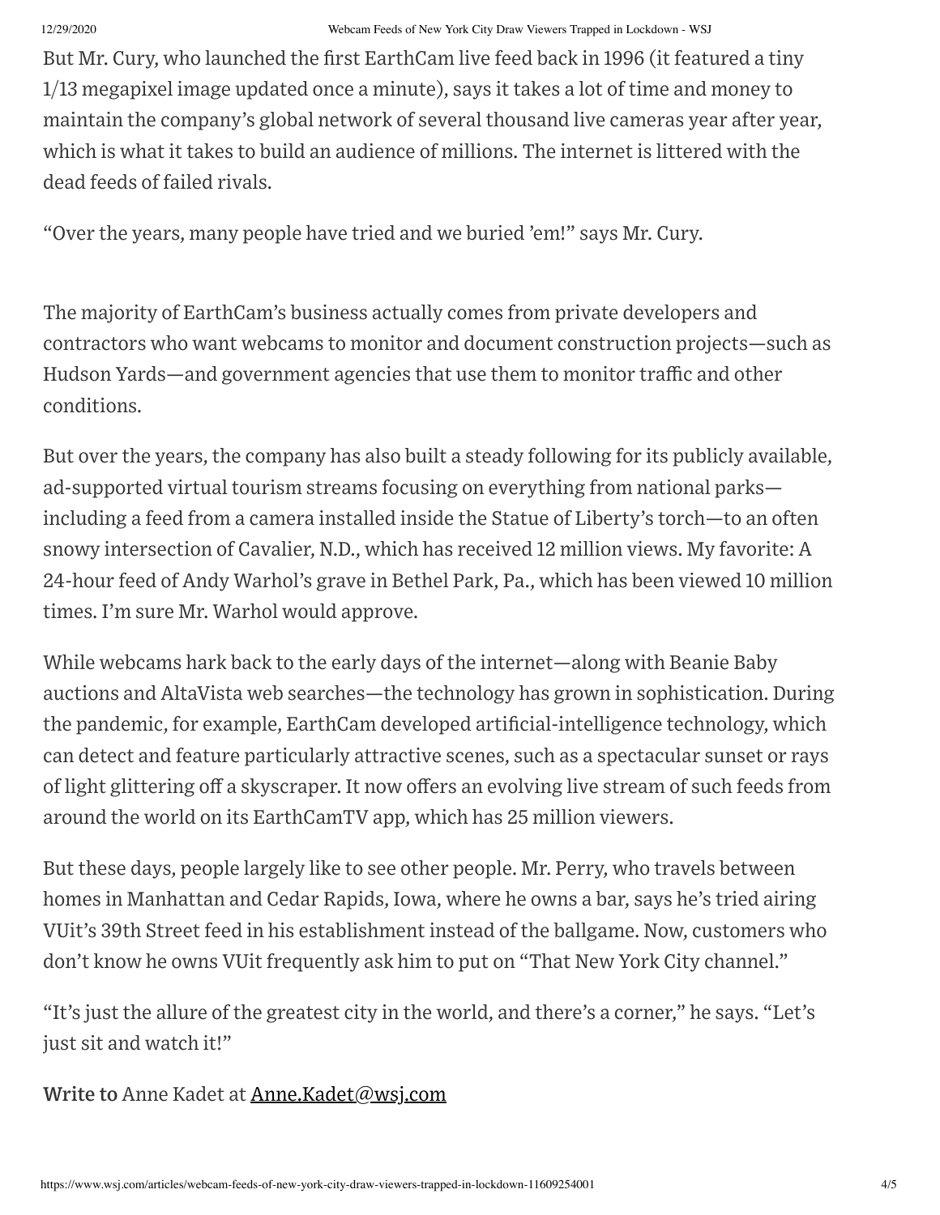But Mr. Cury, who launched the first EarthCam live feed back in 1996 (it featured a tiny 1/13 megapixel image updated once a minute), says it takes a lot of time and money to maintain the company's global network of several thousand live cameras year after year, which is what it takes to build an audience of millions. The internet is littered with the dead feeds of failed rivals.

"Over the years, many people have tried and we buried 'em!" says Mr. Cury.

The majority of EarthCam's business actually comes from private developers and contractors who want webcams to monitor and document construction projects—such as Hudson Yards—and government agencies that use them to monitor traffic and other conditions.

But over the years, the company has also built a steady following for its publicly available, ad-supported virtual tourism streams focusing on everything from national parks—including a feed from a camera installed inside the Statue of Liberty's torch—to an often snowy intersection of Cavalier, N.D., which has received 12 million views. My favorite: A 24-hour feed of Andy Warhol's grave in Bethel Park, Pa., which has been viewed 10 million times. I'm sure Mr. Warhol would approve.

While webcams hark back to the early days of the internet—along with Beanie Baby auctions and AltaVista web searches—the technology has grown in sophistication. During the pandemic, for example, EarthCam developed artificial-intelligence technology, which can detect and feature particularly attractive scenes, such as a spectacular sunset or rays of light glittering off a skyscraper. It now offers an evolving live stream of such feeds from around the world on its EarthCamTV app, which has 25 million viewers.

But these days, people largely like to see other people. Mr. Perry, who travels between homes in Manhattan and Cedar Rapids, Iowa, where he owns a bar, says he's tried airing VUit's 39th Street feed in his establishment instead of the ballgame. Now, customers who don't know he owns VUit frequently ask him to put on "That New York City channel."

"It's just the allure of the greatest city in the world, and there's a corner," he says. "Let's just sit and watch it!"

**Write to** Anne Kadet at Anne.Kadet@wsj.com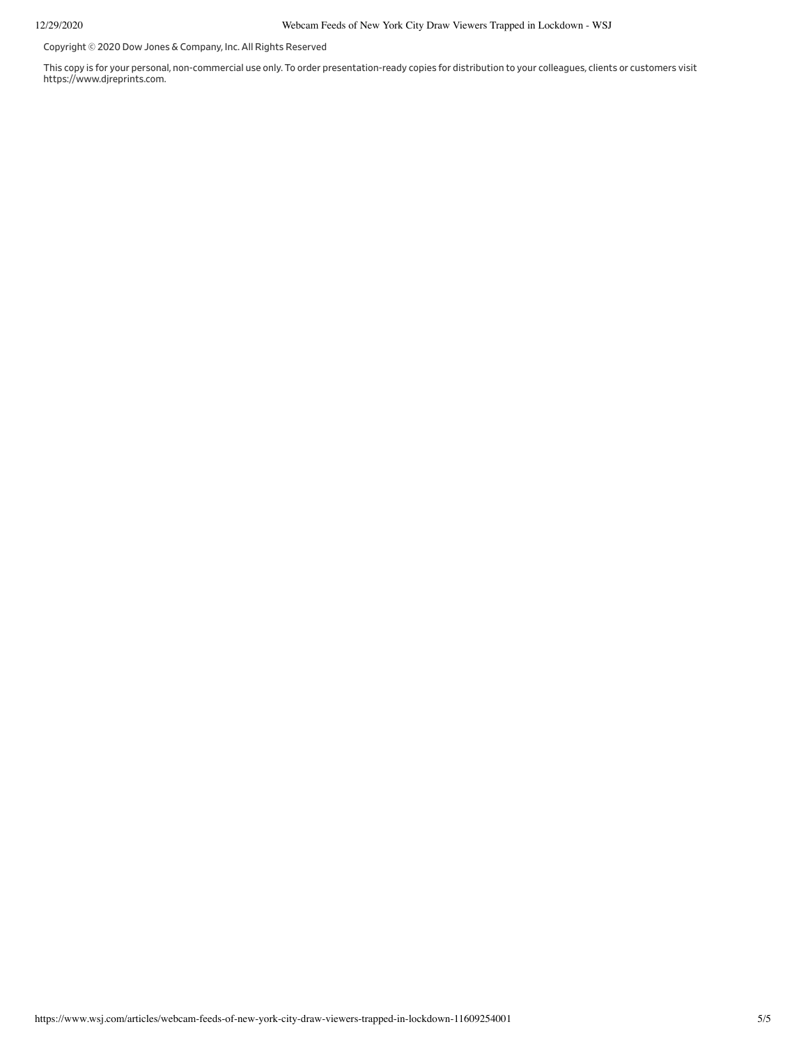Copyright © 2020 Dow Jones & Company, Inc. All Rights Reserved

This copy is for your personal, non-commercial use only. To order presentation-ready copies for distribution to your colleagues, clients or customers visit https://www.djreprints.com.